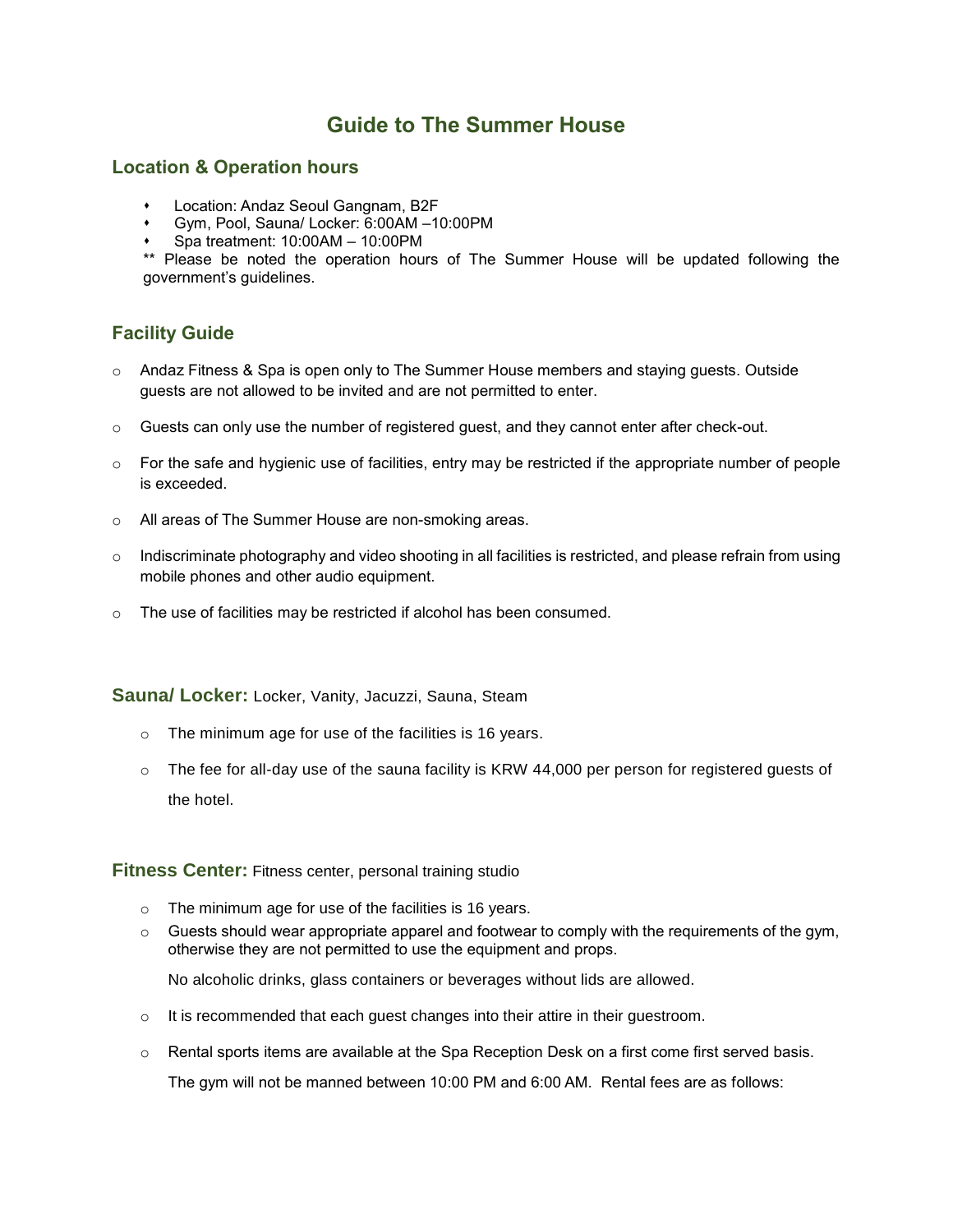# Guide to The Summer House

## Location & Operation hours

- Location: Andaz Seoul Gangnam, B2F
- Gym, Pool, Sauna/ Locker: 6:00AM –10:00PM
- Spa treatment: 10:00AM – 10:00PM

** Please be noted the operation hours of The Summer House will be updated following the government's guidelines.

## Facility Guide

- Andaz Fitness & Spa is open only to The Summer House members and staying guests. Outside guests are not allowed to be invited and are not permitted to enter.
- Guests can only use the number of registered guest, and they cannot enter after check-out.
- For the safe and hygienic use of facilities, entry may be restricted if the appropriate number of people is exceeded.
- All areas of The Summer House are non-smoking areas.
- Indiscriminate photography and video shooting in all facilities is restricted, and please refrain from using mobile phones and other audio equipment.
- The use of facilities may be restricted if alcohol has been consumed.

## Sauna/ Locker: Locker, Vanity, Jacuzzi, Sauna, Steam

- The minimum age for use of the facilities is 16 years.
- The fee for all-day use of the sauna facility is KRW 44,000 per person for registered guests of the hotel.

## Fitness Center: Fitness center, personal training studio

- The minimum age for use of the facilities is 16 years.
- Guests should wear appropriate apparel and footwear to comply with the requirements of the gym, otherwise they are not permitted to use the equipment and props.

  No alcoholic drinks, glass containers or beverages without lids are allowed.

- It is recommended that each guest changes into their attire in their guestroom.
- Rental sports items are available at the Spa Reception Desk on a first come first served basis.

  The gym will not be manned between 10:00 PM and 6:00 AM. Rental fees are as follows: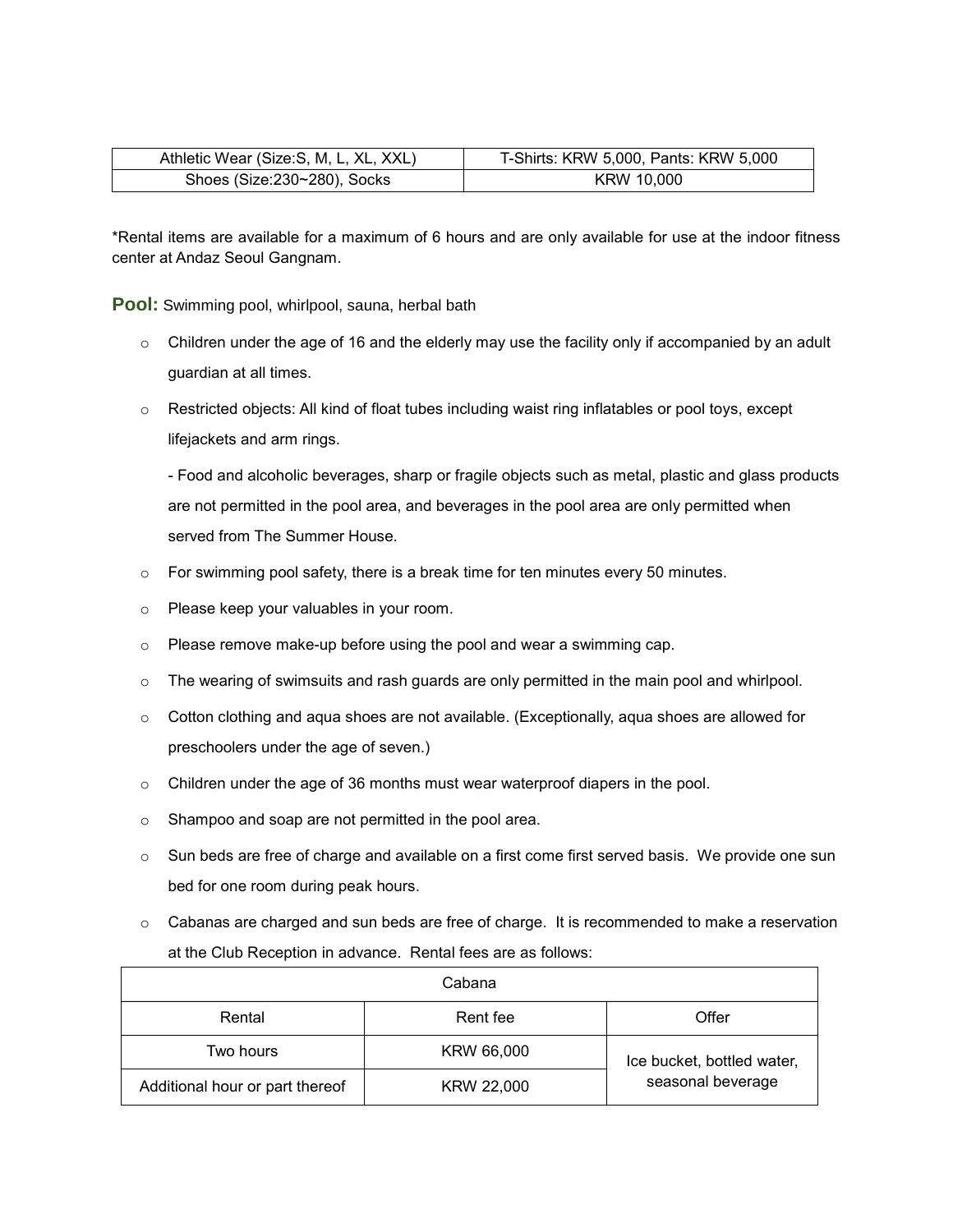| Athletic Wear (Size:S, M, L, XL, XXL) | T-Shirts: KRW 5,000, Pants: KRW 5,000 |
|---|---|
| Shoes (Size:230~280), Socks | KRW 10,000 |

*Rental items are available for a maximum of 6 hours and are only available for use at the indoor fitness center at Andaz Seoul Gangnam.

**Pool:** Swimming pool, whirlpool, sauna, herbal bath

- Children under the age of 16 and the elderly may use the facility only if accompanied by an adult guardian at all times.
- Restricted objects: All kind of float tubes including waist ring inflatables or pool toys, except lifejackets and arm rings.

  - Food and alcoholic beverages, sharp or fragile objects such as metal, plastic and glass products are not permitted in the pool area, and beverages in the pool area are only permitted when served from The Summer House.
- For swimming pool safety, there is a break time for ten minutes every 50 minutes.
- Please keep your valuables in your room.
- Please remove make-up before using the pool and wear a swimming cap.
- The wearing of swimsuits and rash guards are only permitted in the main pool and whirlpool.
- Cotton clothing and aqua shoes are not available. (Exceptionally, aqua shoes are allowed for preschoolers under the age of seven.)
- Children under the age of 36 months must wear waterproof diapers in the pool.
- Shampoo and soap are not permitted in the pool area.
- Sun beds are free of charge and available on a first come first served basis. We provide one sun bed for one room during peak hours.
- Cabanas are charged and sun beds are free of charge. It is recommended to make a reservation at the Club Reception in advance. Rental fees are as follows:

| Cabana | | |
|---|---|---|
| Rental | Rent fee | Offer |
| Two hours | KRW 66,000 | Ice bucket, bottled water, seasonal beverage |
| Additional hour or part thereof | KRW 22,000 | |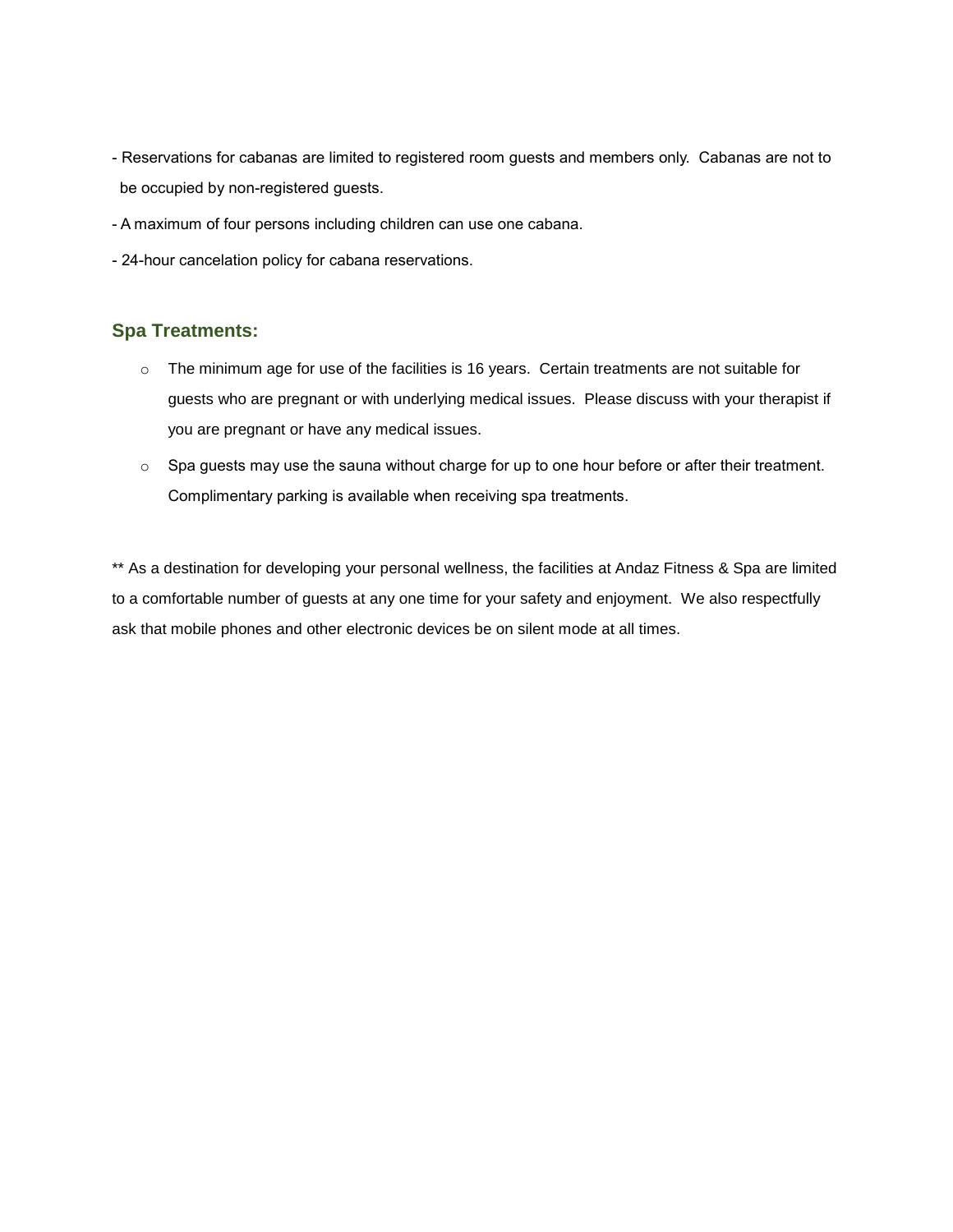- Reservations for cabanas are limited to registered room guests and members only.  Cabanas are not to be occupied by non-registered guests.
- A maximum of four persons including children can use one cabana.
- 24-hour cancelation policy for cabana reservations.

## Spa Treatments:

- The minimum age for use of the facilities is 16 years.  Certain treatments are not suitable for guests who are pregnant or with underlying medical issues.  Please discuss with your therapist if you are pregnant or have any medical issues.
- Spa guests may use the sauna without charge for up to one hour before or after their treatment. Complimentary parking is available when receiving spa treatments.

** As a destination for developing your personal wellness, the facilities at Andaz Fitness & Spa are limited to a comfortable number of guests at any one time for your safety and enjoyment.  We also respectfully ask that mobile phones and other electronic devices be on silent mode at all times.